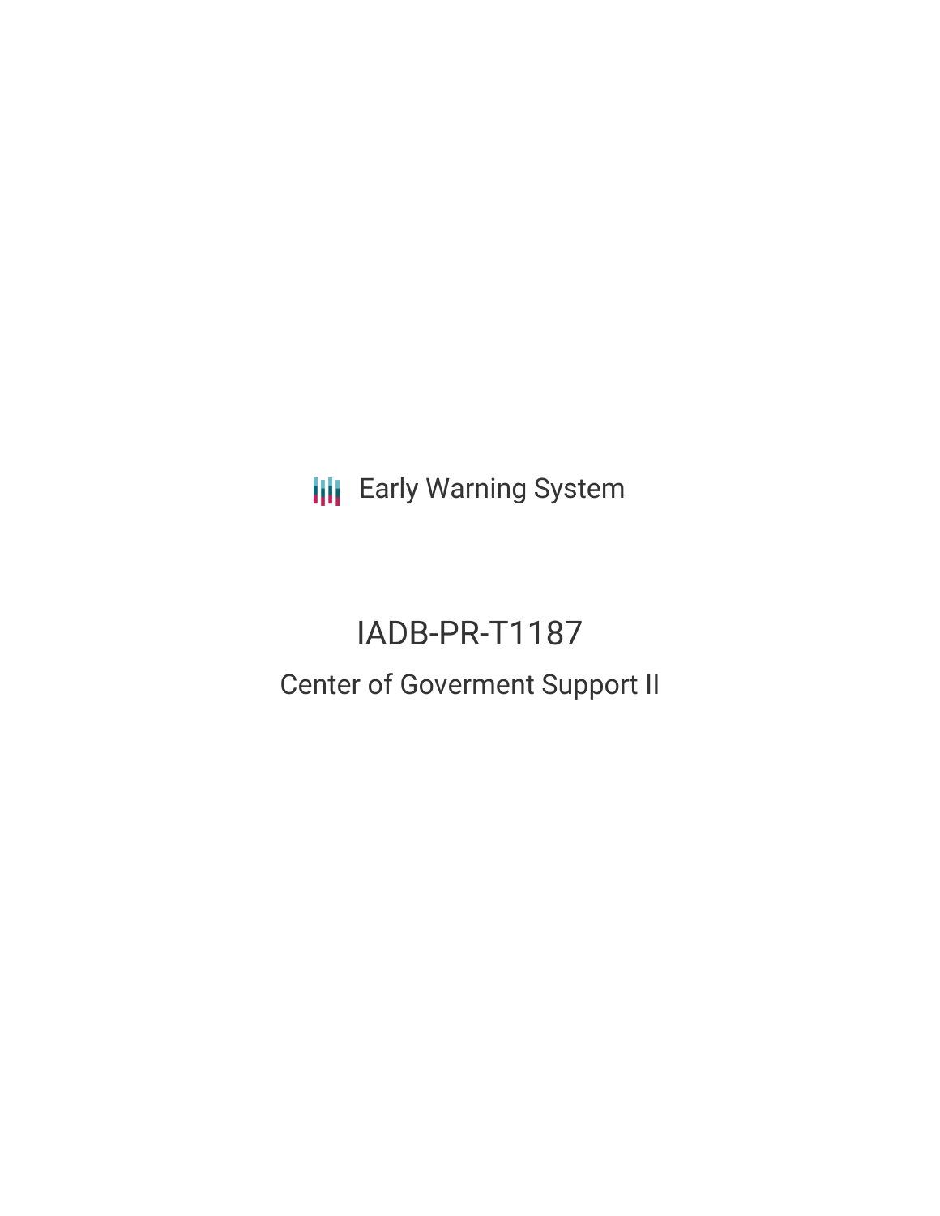Early Warning System

# IADB-PR-T1187

## Center of Goverment Support II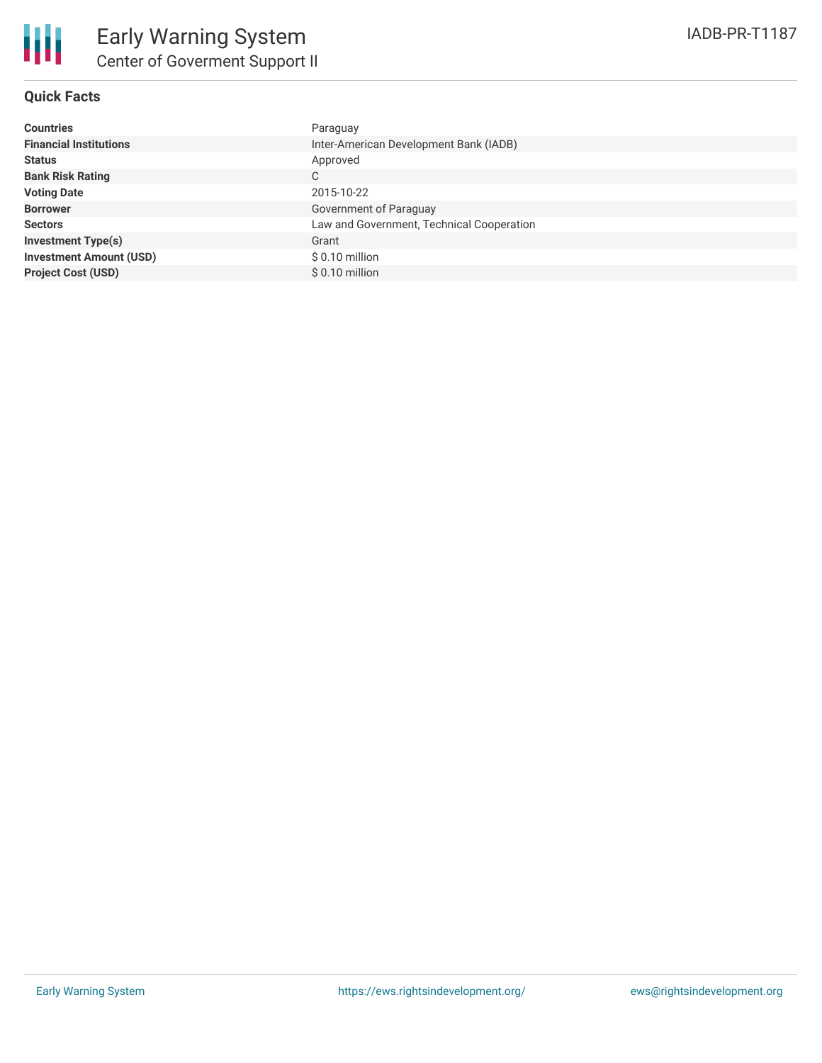# Early Warning System

## Center of Goverment Support II

IADB-PR-T1187

### Quick Facts

| | |
|---|---|
| **Countries** | Paraguay |
| **Financial Institutions** | Inter-American Development Bank (IADB) |
| **Status** | Approved |
| **Bank Risk Rating** | C |
| **Voting Date** | 2015-10-22 |
| **Borrower** | Government of Paraguay |
| **Sectors** | Law and Government, Technical Cooperation |
| **Investment Type(s)** | Grant |
| **Investment Amount (USD)** | $ 0.10 million |
| **Project Cost (USD)** | $ 0.10 million |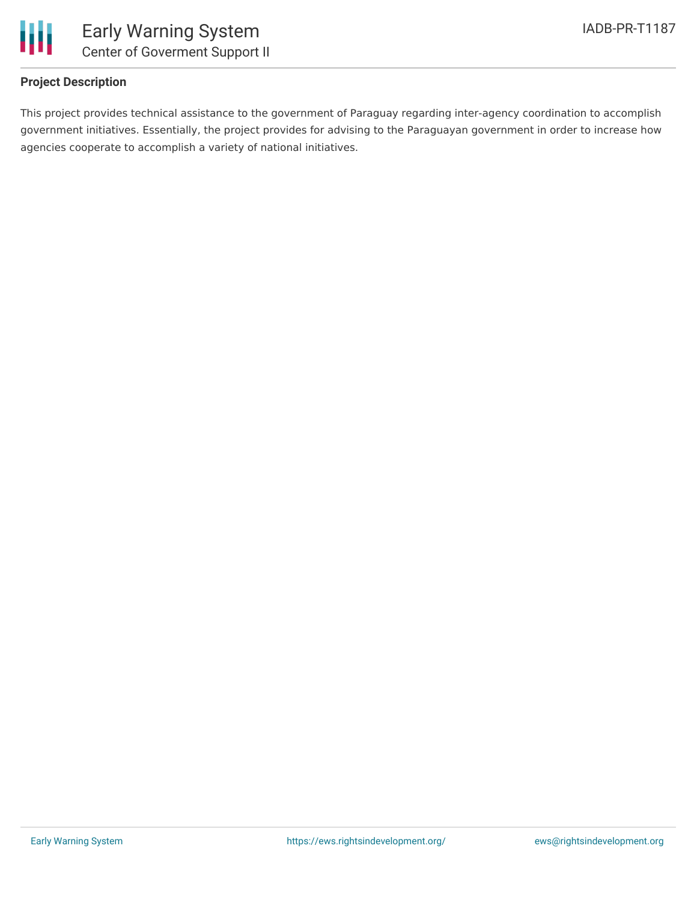**Project Description**

This project provides technical assistance to the government of Paraguay regarding inter-agency coordination to accomplish government initiatives. Essentially, the project provides for advising to the Paraguayan government in order to increase how agencies cooperate to accomplish a variety of national initiatives.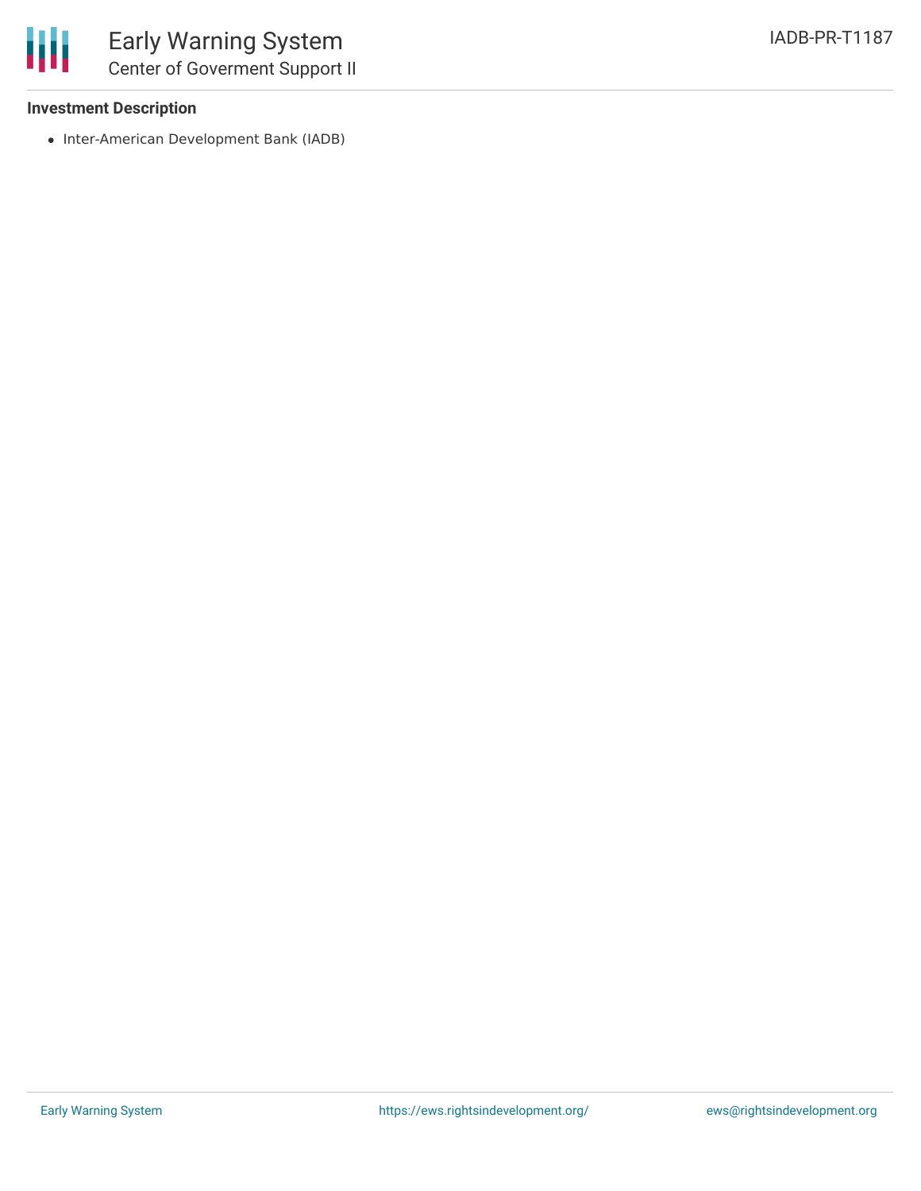**Investment Description**

- Inter-American Development Bank (IADB)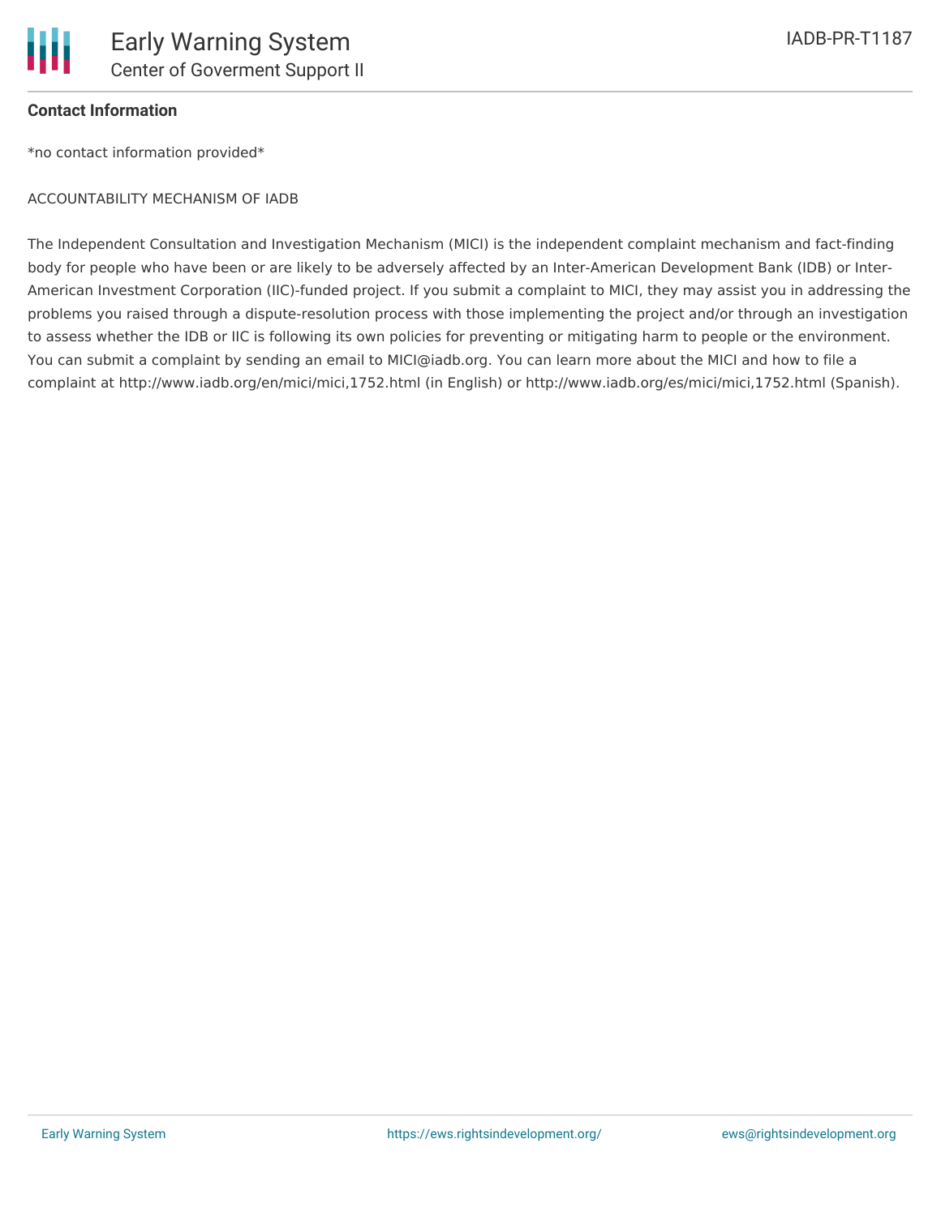**Contact Information**

*no contact information provided*

ACCOUNTABILITY MECHANISM OF IADB

The Independent Consultation and Investigation Mechanism (MICI) is the independent complaint mechanism and fact-finding body for people who have been or are likely to be adversely affected by an Inter-American Development Bank (IDB) or Inter-American Investment Corporation (IIC)-funded project. If you submit a complaint to MICI, they may assist you in addressing the problems you raised through a dispute-resolution process with those implementing the project and/or through an investigation to assess whether the IDB or IIC is following its own policies for preventing or mitigating harm to people or the environment. You can submit a complaint by sending an email to MICI@iadb.org. You can learn more about the MICI and how to file a complaint at http://www.iadb.org/en/mici/mici,1752.html (in English) or http://www.iadb.org/es/mici/mici,1752.html (Spanish).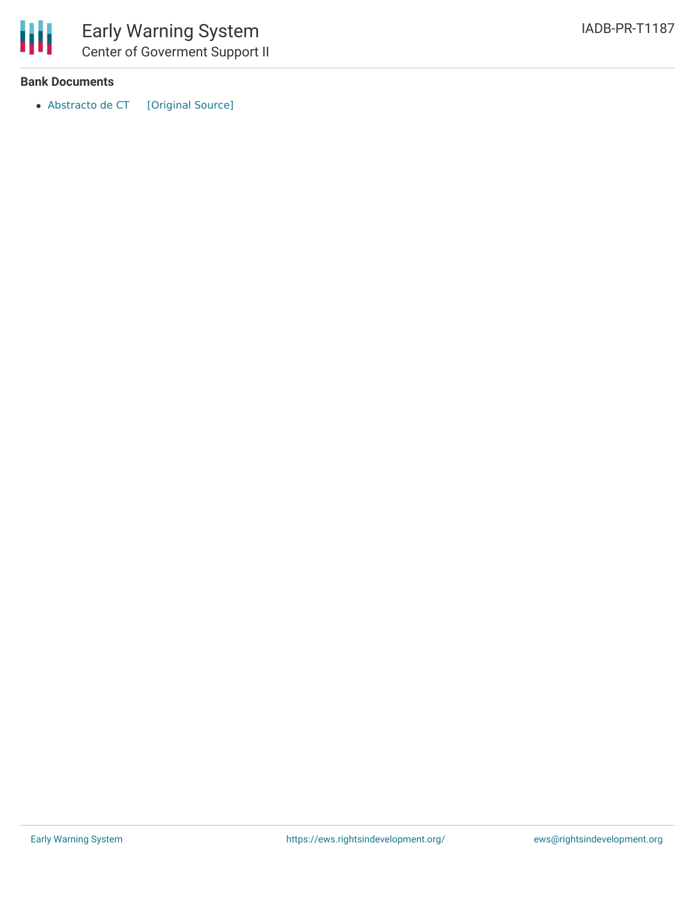**Bank Documents**

- Abstracto de CT [Original Source]